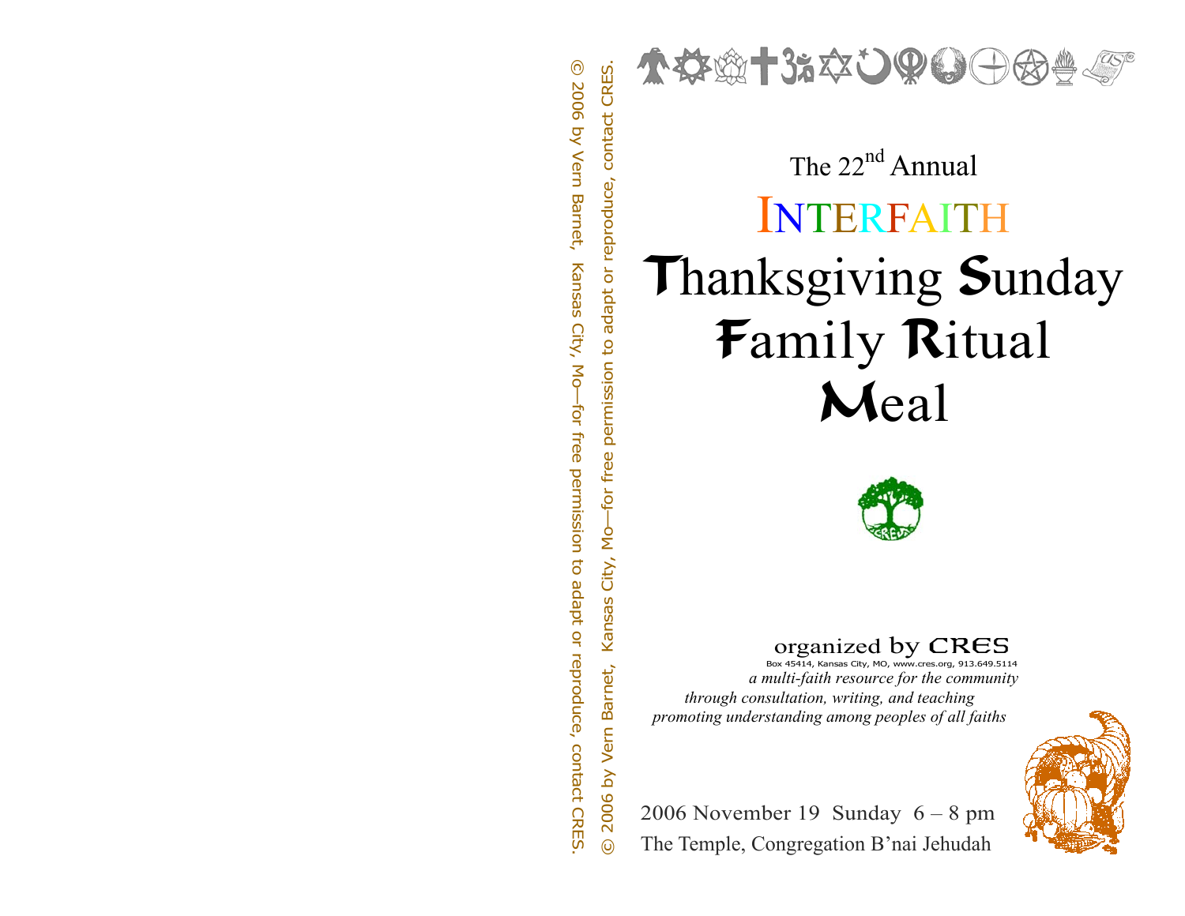© 2006 by Vern Barnet, Kansas City, Mo—for free permission to adapt or reproduce, contact CRES.

© 2006 by Vern Barnet, Kansas City, Mo—for free permission to adapt or reproduce, contact CRES.

The 22nd Annual

# INTERFAITH Thanksgiving Sunday Family Ritual Meal

organized by CRES

Box 45414, Kansas City, MO, www.cres.org, 913.649.5114

*a multi-faith resource for the community*
*through consultation, writing, and teaching*
*promoting understanding among peoples of all faiths*

2006 November 19 Sunday 6 – 8 pm

The Temple, Congregation B'nai Jehudah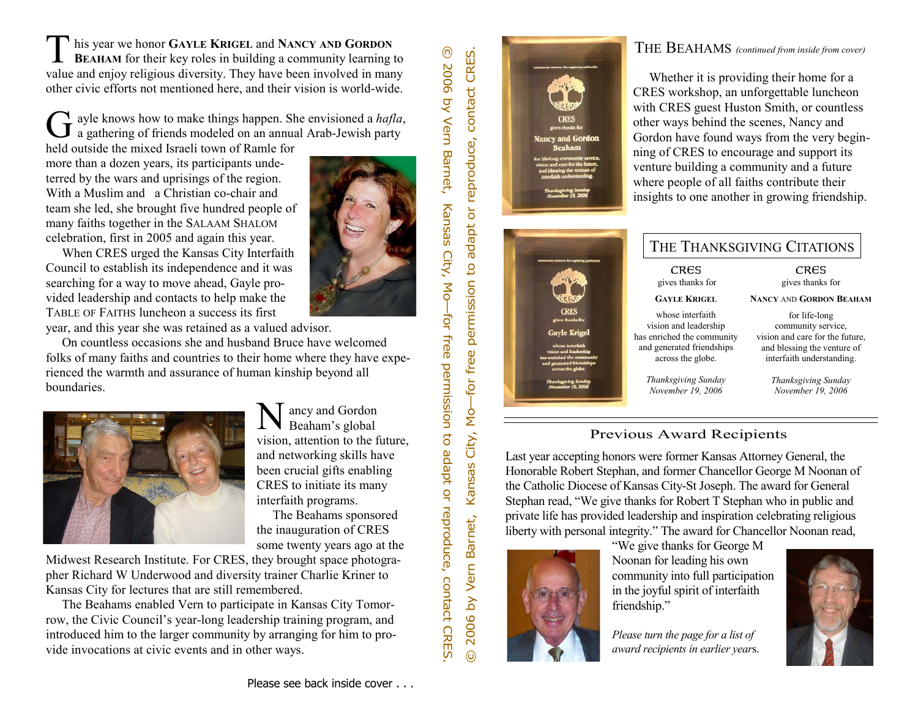This year we honor **Gayle Krigel** and **Nancy and Gordon Beaham** for their key roles in building a community learning to value and enjoy religious diversity. They have been involved in many other civic efforts not mentioned here, and their vision is world-wide.

Gayle knows how to make things happen. She envisioned a *hafla*, a gathering of friends modeled on an annual Arab-Jewish party held outside the mixed Israeli town of Ramle for more than a dozen years, its participants undeterred by the wars and uprisings of the region. With a Muslim and a Christian co-chair and team she led, she brought five hundred people of many faiths together in the Salaam Shalom celebration, first in 2005 and again this year.

When CRES urged the Kansas City Interfaith Council to establish its independence and it was searching for a way to move ahead, Gayle provided leadership and contacts to help make the Table of Faiths luncheon a success its first year, and this year she was retained as a valued advisor.

On countless occasions she and husband Bruce have welcomed folks of many faiths and countries to their home where they have experienced the warmth and assurance of human kinship beyond all boundaries.

Nancy and Gordon Beaham's global vision, attention to the future, and networking skills have been crucial gifts enabling CRES to initiate its many interfaith programs.

The Beahams sponsored the inauguration of CRES some twenty years ago at the Midwest Research Institute. For CRES, they brought space photographer Richard W Underwood and diversity trainer Charlie Kriner to Kansas City for lectures that are still remembered.

The Beahams enabled Vern to participate in Kansas City Tomorrow, the Civic Council's year-long leadership training program, and introduced him to the larger community by arranging for him to provide invocations at civic events and in other ways.

Please see back inside cover . . .

© 2006 by Vern Barnet, Kansas City, Mo—for free permission to adapt or reproduce, contact CRES.

© 2006 by Vern Barnet, Kansas City, Mo—for free permission to adapt or reproduce, contact CRES.

## The Beahams *(continued from inside from cover)*

Whether it is providing their home for a CRES workshop, an unforgettable luncheon with CRES guest Huston Smith, or countless other ways behind the scenes, Nancy and Gordon have found ways from the very beginning of CRES to encourage and support its venture building a community and a future where people of all faiths contribute their insights to one another in growing friendship.

## The Thanksgiving Citations

CRES
gives thanks for
**Gayle Krigel**
whose interfaith vision and leadership has enriched the community and generated friendships across the globe.

*Thanksgiving Sunday November 19, 2006*

CRES
gives thanks for
**Nancy and Gordon Beaham**
for life-long community service, vision and care for the future, and blessing the venture of interfaith understanding.

*Thanksgiving Sunday November 19, 2006*

## Previous Award Recipients

Last year accepting honors were former Kansas Attorney General, the Honorable Robert Stephan, and former Chancellor George M Noonan of the Catholic Diocese of Kansas City-St Joseph. The award for General Stephan read, "We give thanks for Robert T Stephan who in public and private life has provided leadership and inspiration celebrating religious liberty with personal integrity." The award for Chancellor Noonan read, "We give thanks for George M Noonan for leading his own community into full participation in the joyful spirit of interfaith friendship."

*Please turn the page for a list of award recipients in earlier years.*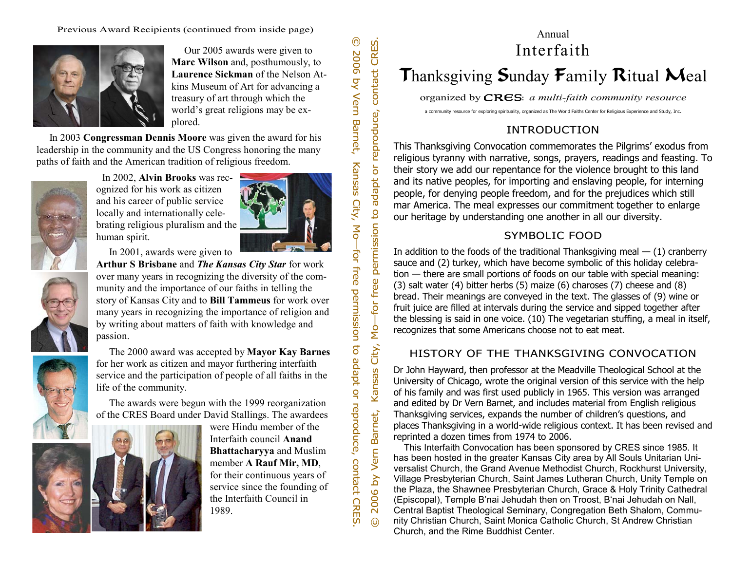Previous Award Recipients (continued from inside page)

Our 2005 awards were given to **Marc Wilson** and, posthumously, to **Laurence Sickman** of the Nelson Atkins Museum of Art for advancing a treasury of art through which the world's great religions may be explored.

In 2003 **Congressman Dennis Moore** was given the award for his leadership in the community and the US Congress honoring the many paths of faith and the American tradition of religious freedom.

In 2002, **Alvin Brooks** was recognized for his work as citizen and his career of public service locally and internationally celebrating religious pluralism and the human spirit.

In 2001, awards were given to **Arthur S Brisbane** and ***The Kansas City Star*** for work over many years in recognizing the diversity of the community and the importance of our faiths in telling the story of Kansas City and to **Bill Tammeus** for work over many years in recognizing the importance of religion and by writing about matters of faith with knowledge and passion.

The 2000 award was accepted by **Mayor Kay Barnes** for her work as citizen and mayor furthering interfaith service and the participation of people of all faiths in the life of the community.

The awards were begun with the 1999 reorganization of the CRES Board under David Stallings. The awardees were Hindu member of the Interfaith council **Anand Bhattacharyya** and Muslim member **A Rauf Mir, MD**, for their continuous years of service since the founding of the Interfaith Council in 1989.

© 2006 by Vern Barnet, Kansas City, Mo—for free permission to adapt or reproduce, contact CRES.

Annual

# Interfaith Thanksgiving Sunday Family Ritual Meal

organized by CRES: *a multi-faith community resource*

a community resource for exploring spirituality, organized as The World Faiths Center for Religious Experience and Study, Inc.

## INTRODUCTION

This Thanksgiving Convocation commemorates the Pilgrims' exodus from religious tyranny with narrative, songs, prayers, readings and feasting. To their story we add our repentance for the violence brought to this land and its native peoples, for importing and enslaving people, for interning people, for denying people freedom, and for the prejudices which still mar America. The meal expresses our commitment together to enlarge our heritage by understanding one another in all our diversity.

## SYMBOLIC FOOD

In addition to the foods of the traditional Thanksgiving meal — (1) cranberry sauce and (2) turkey, which have become symbolic of this holiday celebration — there are small portions of foods on our table with special meaning: (3) salt water (4) bitter herbs (5) maize (6) charoses (7) cheese and (8) bread. Their meanings are conveyed in the text. The glasses of (9) wine or fruit juice are filled at intervals during the service and sipped together after the blessing is said in one voice. (10) The vegetarian stuffing, a meal in itself, recognizes that some Americans choose not to eat meat.

## HISTORY OF THE THANKSGIVING CONVOCATION

Dr John Hayward, then professor at the Meadville Theological School at the University of Chicago, wrote the original version of this service with the help of his family and was first used publicly in 1965. This version was arranged and edited by Dr Vern Barnet, and includes material from English religious Thanksgiving services, expands the number of children's questions, and places Thanksgiving in a world-wide religious context. It has been revised and reprinted a dozen times from 1974 to 2006.

This Interfaith Convocation has been sponsored by CRES since 1985. It has been hosted in the greater Kansas City area by All Souls Unitarian Universalist Church, the Grand Avenue Methodist Church, Rockhurst University, Village Presbyterian Church, Saint James Lutheran Church, Unity Temple on the Plaza, the Shawnee Presbyterian Church, Grace & Holy Trinity Cathedral (Episcopal), Temple B'nai Jehudah then on Troost, B'nai Jehudah on Nall, Central Baptist Theological Seminary, Congregation Beth Shalom, Community Christian Church, Saint Monica Catholic Church, St Andrew Christian Church, and the Rime Buddhist Center.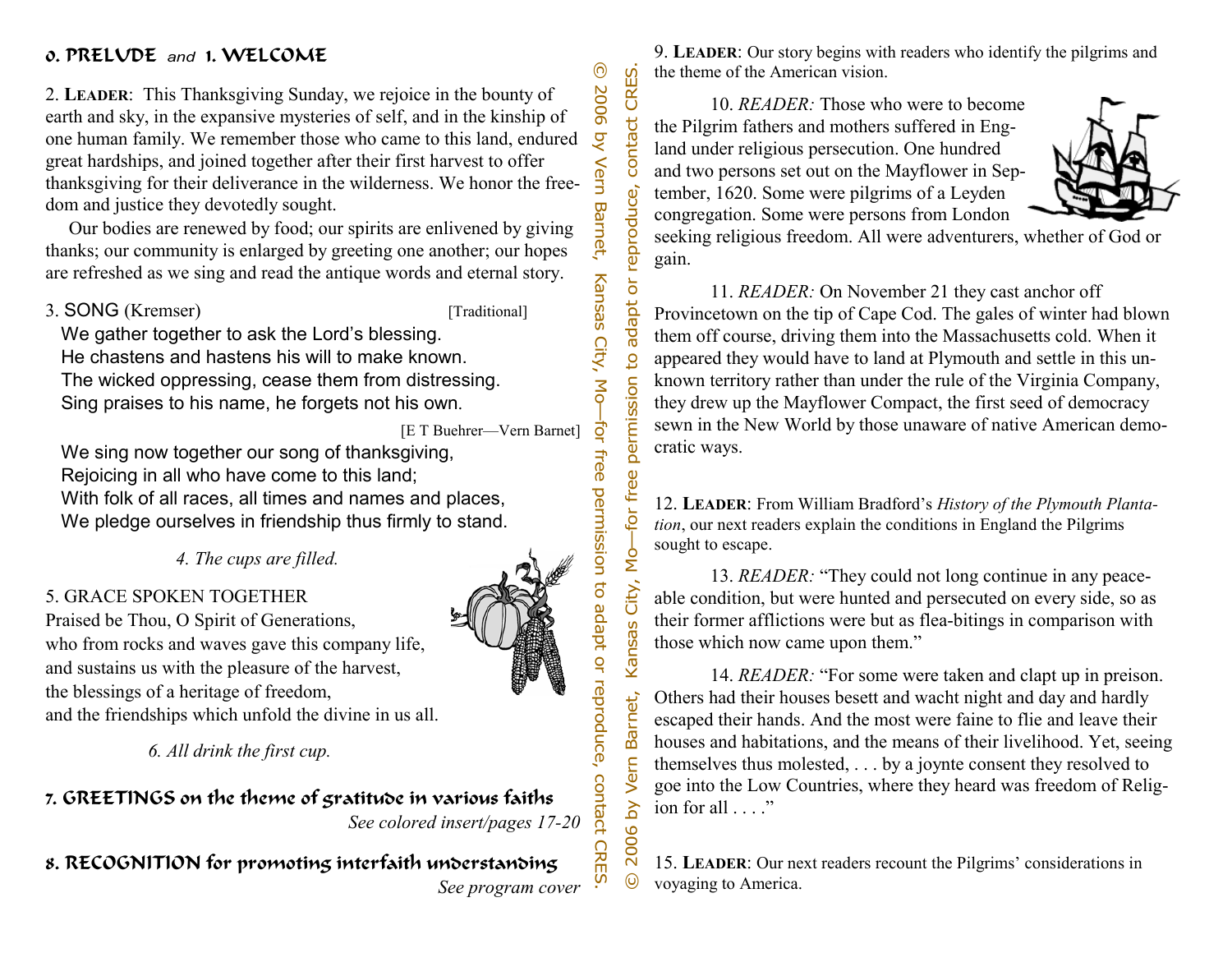## 0. PRELUDE *and* 1. WELCOME

2. **Leader**: This Thanksgiving Sunday, we rejoice in the bounty of earth and sky, in the expansive mysteries of self, and in the kinship of one human family. We remember those who came to this land, endured great hardships, and joined together after their first harvest to offer thanksgiving for their deliverance in the wilderness. We honor the freedom and justice they devotedly sought.

Our bodies are renewed by food; our spirits are enlivened by giving thanks; our community is enlarged by greeting one another; our hopes are refreshed as we sing and read the antique words and eternal story.

3. SONG (Kremser) [Traditional]

We gather together to ask the Lord's blessing.
He chastens and hastens his will to make known.
The wicked oppressing, cease them from distressing.
Sing praises to his name, he forgets not his own.

[E T Buehrer—Vern Barnet]

We sing now together our song of thanksgiving,
Rejoicing in all who have come to this land;
With folk of all races, all times and names and places,
We pledge ourselves in friendship thus firmly to stand.

*4. The cups are filled.*

5. GRACE SPOKEN TOGETHER

Praised be Thou, O Spirit of Generations,
who from rocks and waves gave this company life,
and sustains us with the pleasure of the harvest,
the blessings of a heritage of freedom,
and the friendships which unfold the divine in us all.

*6. All drink the first cup.*

## 7. GREETINGS on the theme of gratitude in various faiths

*See colored insert/pages 17-20*

## 8. RECOGNITION for promoting interfaith understanding

*See program cover*

© 2006 by Vern Barnet, Kansas City, Mo—for free permission to adapt or reproduce, contact CRES.

9. **Leader**: Our story begins with readers who identify the pilgrims and the theme of the American vision.

10. *READER:* Those who were to become the Pilgrim fathers and mothers suffered in England under religious persecution. One hundred and two persons set out on the Mayflower in September, 1620. Some were pilgrims of a Leyden congregation. Some were persons from London seeking religious freedom. All were adventurers, whether of God or gain.

11. *READER:* On November 21 they cast anchor off Provincetown on the tip of Cape Cod. The gales of winter had blown them off course, driving them into the Massachusetts cold. When it appeared they would have to land at Plymouth and settle in this unknown territory rather than under the rule of the Virginia Company, they drew up the Mayflower Compact, the first seed of democracy sewn in the New World by those unaware of native American democratic ways.

12. **Leader**: From William Bradford's *History of the Plymouth Plantation*, our next readers explain the conditions in England the Pilgrims sought to escape.

13. *READER:* "They could not long continue in any peaceable condition, but were hunted and persecuted on every side, so as their former afflictions were but as flea-bitings in comparison with those which now came upon them."

14. *READER:* "For some were taken and clapt up in preison. Others had their houses besett and wacht night and day and hardly escaped their hands. And the most were faine to flie and leave their houses and habitations, and the means of their livelihood. Yet, seeing themselves thus molested, . . . by a joynte consent they resolved to goe into the Low Countries, where they heard was freedom of Religion for all . . . ."

15. **Leader**: Our next readers recount the Pilgrims' considerations in voyaging to America.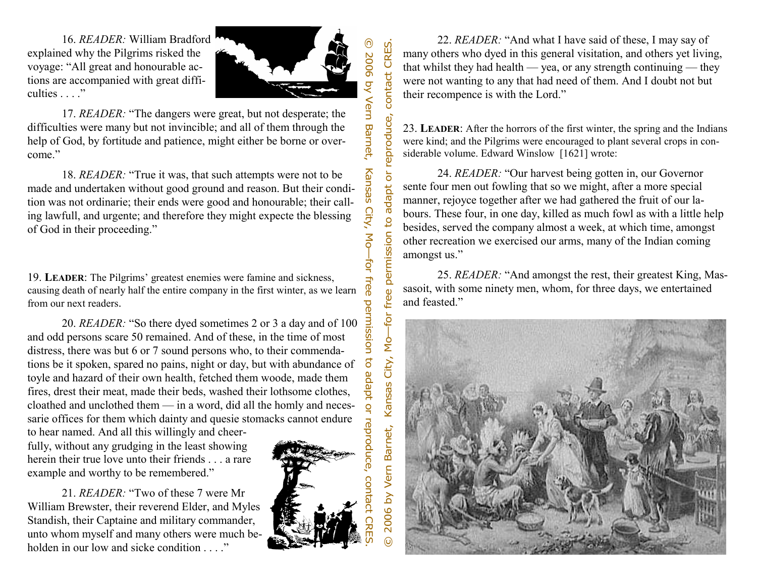16. *READER:* William Bradford explained why the Pilgrims risked the voyage: "All great and honourable actions are accompanied with great difficulties . . . ."

17. *READER:* "The dangers were great, but not desperate; the difficulties were many but not invincible; and all of them through the help of God, by fortitude and patience, might either be borne or overcome."

18. *READER:* "True it was, that such attempts were not to be made and undertaken without good ground and reason. But their condition was not ordinarie; their ends were good and honourable; their calling lawfull, and urgente; and therefore they might expecte the blessing of God in their proceeding."

19. **LEADER**: The Pilgrims' greatest enemies were famine and sickness, causing death of nearly half the entire company in the first winter, as we learn from our next readers.

20. *READER:* "So there dyed sometimes 2 or 3 a day and of 100 and odd persons scare 50 remained. And of these, in the time of most distress, there was but 6 or 7 sound persons who, to their commendations be it spoken, spared no pains, night or day, but with abundance of toyle and hazard of their own health, fetched them woode, made them fires, drest their meat, made their beds, washed their lothsome clothes, cloathed and unclothed them — in a word, did all the homly and necessarie offices for them which dainty and quesie stomacks cannot endure to hear named. And all this willingly and cheerfully, without any grudging in the least showing herein their true love unto their friends . . . a rare example and worthy to be remembered."

21. *READER:* "Two of these 7 were Mr William Brewster, their reverend Elder, and Myles Standish, their Captaine and military commander, unto whom myself and many others were much beholden in our low and sicke condition . . . ."

© 2006 by Vern Barnet, Kansas City, Mo—for free permission to adapt or reproduce, contact CRES.

22. *READER:* "And what I have said of these, I may say of many others who dyed in this general visitation, and others yet living, that whilst they had health — yea, or any strength continuing — they were not wanting to any that had need of them. And I doubt not but their recompence is with the Lord."

23. **LEADER**: After the horrors of the first winter, the spring and the Indians were kind; and the Pilgrims were encouraged to plant several crops in considerable volume. Edward Winslow [1621] wrote:

24. *READER:* "Our harvest being gotten in, our Governor sente four men out fowling that so we might, after a more special manner, rejoyce together after we had gathered the fruit of our labours. These four, in one day, killed as much fowl as with a little help besides, served the company almost a week, at which time, amongst other recreation we exercised our arms, many of the Indian coming amongst us."

25. *READER:* "And amongst the rest, their greatest King, Massasoit, with some ninety men, whom, for three days, we entertained and feasted."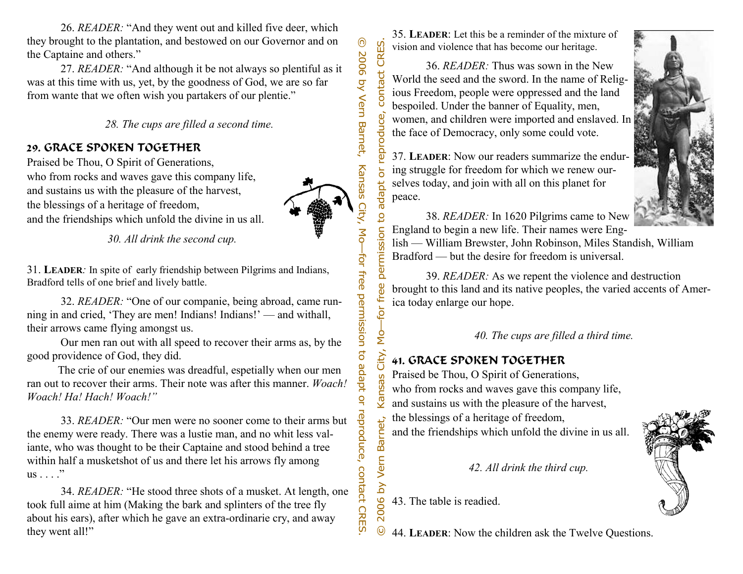26. *READER:* "And they went out and killed five deer, which they brought to the plantation, and bestowed on our Governor and on the Captaine and others."

27. *READER:* "And although it be not always so plentiful as it was at this time with us, yet, by the goodness of God, we are so far from wante that we often wish you partakers of our plentie."

*28. The cups are filled a second time.*

## 29. GRACE SPOKEN TOGETHER

Praised be Thou, O Spirit of Generations,
who from rocks and waves gave this company life,
and sustains us with the pleasure of the harvest,
the blessings of a heritage of freedom,
and the friendships which unfold the divine in us all.

*30. All drink the second cup.*

31. **LEADER***:* In spite of early friendship between Pilgrims and Indians, Bradford tells of one brief and lively battle.

32. *READER:* "One of our companie, being abroad, came running in and cried, 'They are men! Indians! Indians!' — and withall, their arrows came flying amongst us.

Our men ran out with all speed to recover their arms as, by the good providence of God, they did.

The crie of our enemies was dreadful, espetially when our men ran out to recover their arms. Their note was after this manner. *Woach! Woach! Ha! Hach! Woach!"*

33. *READER:* "Our men were no sooner come to their arms but the enemy were ready. There was a lustie man, and no whit less valiante, who was thought to be their Captaine and stood behind a tree within half a musketshot of us and there let his arrows fly among us . . . ."

34. *READER:* "He stood three shots of a musket. At length, one took full aime at him (Making the bark and splinters of the tree fly about his ears), after which he gave an extra-ordinarie cry, and away they went all!"

© 2006 by Vern Barnet, Kansas City, Mo—for free permission to adapt or reproduce, contact CRES.

35. **LEADER**: Let this be a reminder of the mixture of vision and violence that has become our heritage.

36. *READER:* Thus was sown in the New World the seed and the sword. In the name of Religious Freedom, people were oppressed and the land bespoiled. Under the banner of Equality, men, women, and children were imported and enslaved. In the face of Democracy, only some could vote.

37. **LEADER**: Now our readers summarize the enduring struggle for freedom for which we renew ourselves today, and join with all on this planet for peace.

38. *READER:* In 1620 Pilgrims came to New England to begin a new life. Their names were English — William Brewster, John Robinson, Miles Standish, William Bradford — but the desire for freedom is universal.

39. *READER:* As we repent the violence and destruction brought to this land and its native peoples, the varied accents of America today enlarge our hope.

*40. The cups are filled a third time.*

## 41. GRACE SPOKEN TOGETHER

Praised be Thou, O Spirit of Generations,
who from rocks and waves gave this company life,
and sustains us with the pleasure of the harvest,
the blessings of a heritage of freedom,
and the friendships which unfold the divine in us all.

*42. All drink the third cup.*

43. The table is readied.

44. **LEADER**: Now the children ask the Twelve Questions.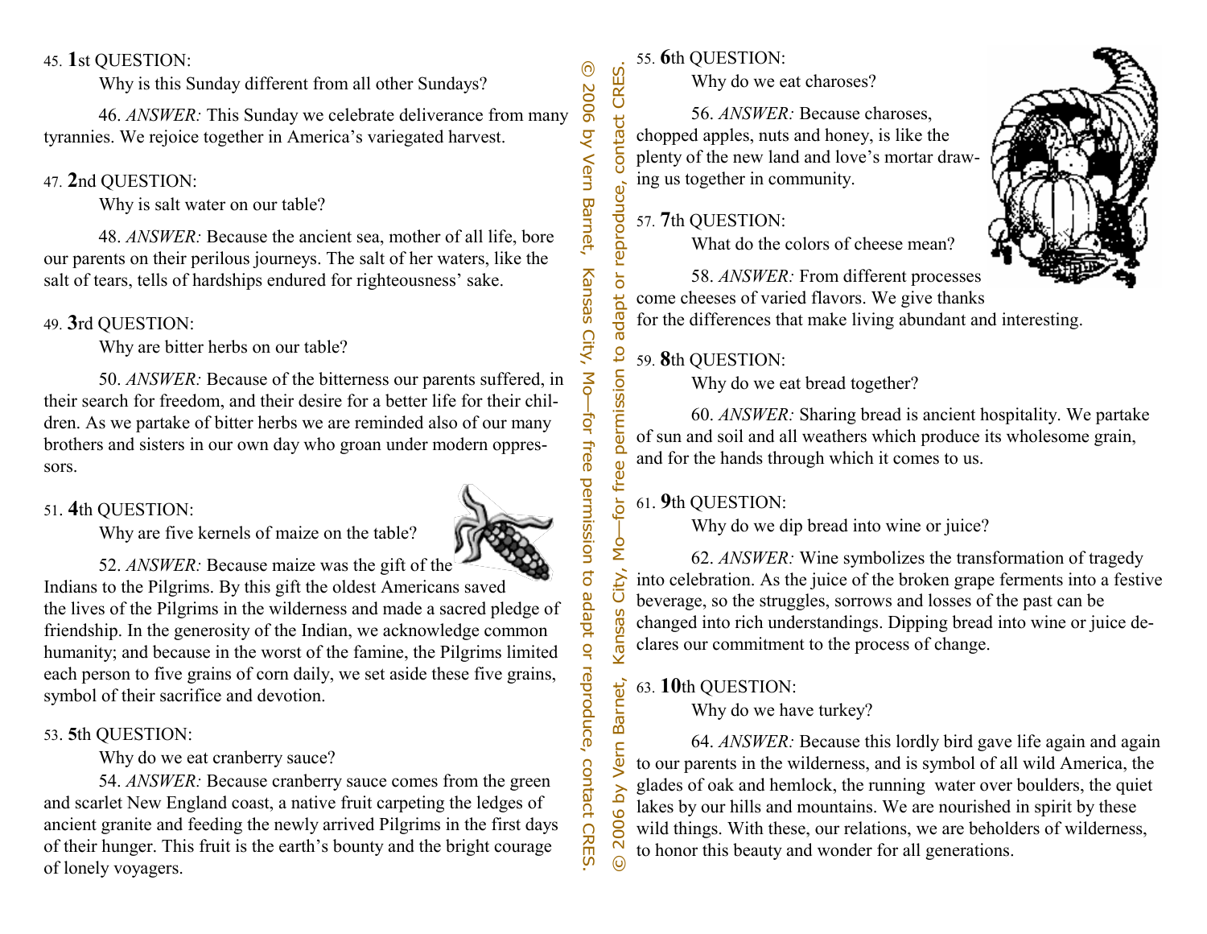45. **1**st QUESTION:

Why is this Sunday different from all other Sundays?

46. *ANSWER:* This Sunday we celebrate deliverance from many tyrannies. We rejoice together in America's variegated harvest.

47. **2**nd QUESTION:

Why is salt water on our table?

48. *ANSWER:* Because the ancient sea, mother of all life, bore our parents on their perilous journeys. The salt of her waters, like the salt of tears, tells of hardships endured for righteousness' sake.

49. **3**rd QUESTION:

Why are bitter herbs on our table?

50. *ANSWER:* Because of the bitterness our parents suffered, in their search for freedom, and their desire for a better life for their children. As we partake of bitter herbs we are reminded also of our many brothers and sisters in our own day who groan under modern oppressors.

51. **4**th QUESTION:

Why are five kernels of maize on the table?

52. *ANSWER:* Because maize was the gift of the Indians to the Pilgrims. By this gift the oldest Americans saved the lives of the Pilgrims in the wilderness and made a sacred pledge of friendship. In the generosity of the Indian, we acknowledge common humanity; and because in the worst of the famine, the Pilgrims limited each person to five grains of corn daily, we set aside these five grains, symbol of their sacrifice and devotion.

53. **5**th QUESTION:

Why do we eat cranberry sauce?

54. *ANSWER:* Because cranberry sauce comes from the green and scarlet New England coast, a native fruit carpeting the ledges of ancient granite and feeding the newly arrived Pilgrims in the first days of their hunger. This fruit is the earth's bounty and the bright courage of lonely voyagers.

© 2006 by Vern Barnet, Kansas City, Mo—for free permission to adapt or reproduce, contact CRES.

55. **6**th QUESTION:

Why do we eat charoses?

56. *ANSWER:* Because charoses, chopped apples, nuts and honey, is like the plenty of the new land and love's mortar drawing us together in community.

57. **7**th QUESTION:

What do the colors of cheese mean?

58. *ANSWER:* From different processes come cheeses of varied flavors. We give thanks for the differences that make living abundant and interesting.

59. **8**th QUESTION:

Why do we eat bread together?

60. *ANSWER:* Sharing bread is ancient hospitality. We partake of sun and soil and all weathers which produce its wholesome grain, and for the hands through which it comes to us.

61. **9**th QUESTION:

Why do we dip bread into wine or juice?

62. *ANSWER:* Wine symbolizes the transformation of tragedy into celebration. As the juice of the broken grape ferments into a festive beverage, so the struggles, sorrows and losses of the past can be changed into rich understandings. Dipping bread into wine or juice declares our commitment to the process of change.

63. **10**th QUESTION:

Why do we have turkey?

64. *ANSWER:* Because this lordly bird gave life again and again to our parents in the wilderness, and is symbol of all wild America, the glades of oak and hemlock, the running water over boulders, the quiet lakes by our hills and mountains. We are nourished in spirit by these wild things. With these, our relations, we are beholders of wilderness, to honor this beauty and wonder for all generations.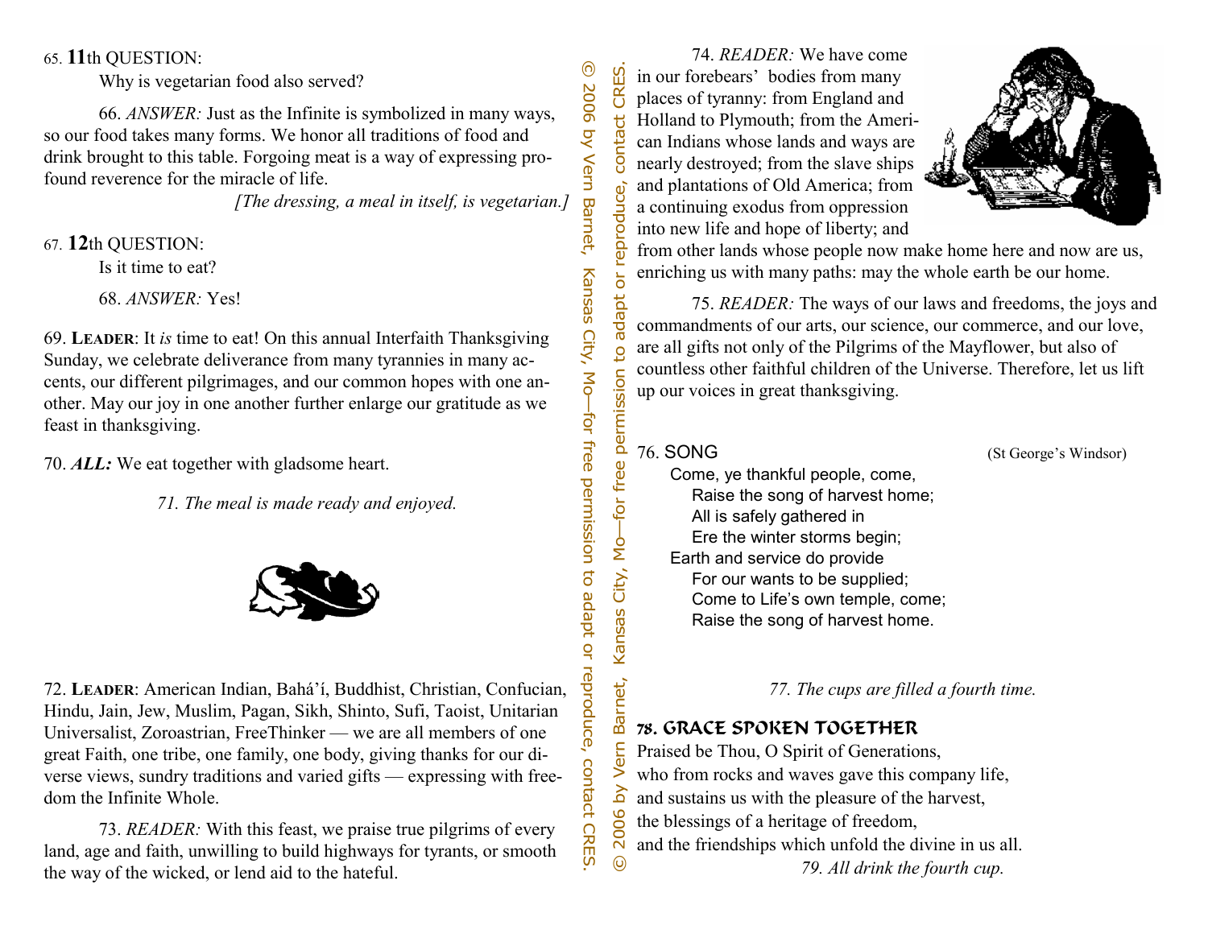65. **11**th QUESTION:

Why is vegetarian food also served?

66. *ANSWER:* Just as the Infinite is symbolized in many ways, so our food takes many forms. We honor all traditions of food and drink brought to this table. Forgoing meat is a way of expressing profound reverence for the miracle of life.

*[The dressing, a meal in itself, is vegetarian.]*

67. **12**th QUESTION:

Is it time to eat?

68. *ANSWER:* Yes!

69. **Leader**: It *is* time to eat! On this annual Interfaith Thanksgiving Sunday, we celebrate deliverance from many tyrannies in many accents, our different pilgrimages, and our common hopes with one another. May our joy in one another further enlarge our gratitude as we feast in thanksgiving.

70. ***ALL:*** We eat together with gladsome heart.

*71. The meal is made ready and enjoyed.*

72. **Leader**: American Indian, Bahá'í, Buddhist, Christian, Confucian, Hindu, Jain, Jew, Muslim, Pagan, Sikh, Shinto, Sufi, Taoist, Unitarian Universalist, Zoroastrian, FreeThinker — we are all members of one great Faith, one tribe, one family, one body, giving thanks for our diverse views, sundry traditions and varied gifts — expressing with freedom the Infinite Whole.

73. *READER:* With this feast, we praise true pilgrims of every land, age and faith, unwilling to build highways for tyrants, or smooth the way of the wicked, or lend aid to the hateful.

© 2006 by Vern Barnet, Kansas City, Mo—for free permission to adapt or reproduce, contact CRES.

74. *READER:* We have come in our forebears' bodies from many places of tyranny: from England and Holland to Plymouth; from the American Indians whose lands and ways are nearly destroyed; from the slave ships and plantations of Old America; from a continuing exodus from oppression into new life and hope of liberty; and from other lands whose people now make home here and now are us, enriching us with many paths: may the whole earth be our home.

75. *READER:* The ways of our laws and freedoms, the joys and commandments of our arts, our science, our commerce, and our love, are all gifts not only of the Pilgrims of the Mayflower, but also of countless other faithful children of the Universe. Therefore, let us lift up our voices in great thanksgiving.

76. SONG (St George's Windsor)

Come, ye thankful people, come,
Raise the song of harvest home;
All is safely gathered in
Ere the winter storms begin;
Earth and service do provide
For our wants to be supplied;
Come to Life's own temple, come;
Raise the song of harvest home.

*77. The cups are filled a fourth time.*

### 78. GRACE SPOKEN TOGETHER

Praised be Thou, O Spirit of Generations,
who from rocks and waves gave this company life,
and sustains us with the pleasure of the harvest,
the blessings of a heritage of freedom,
and the friendships which unfold the divine in us all.

*79. All drink the fourth cup.*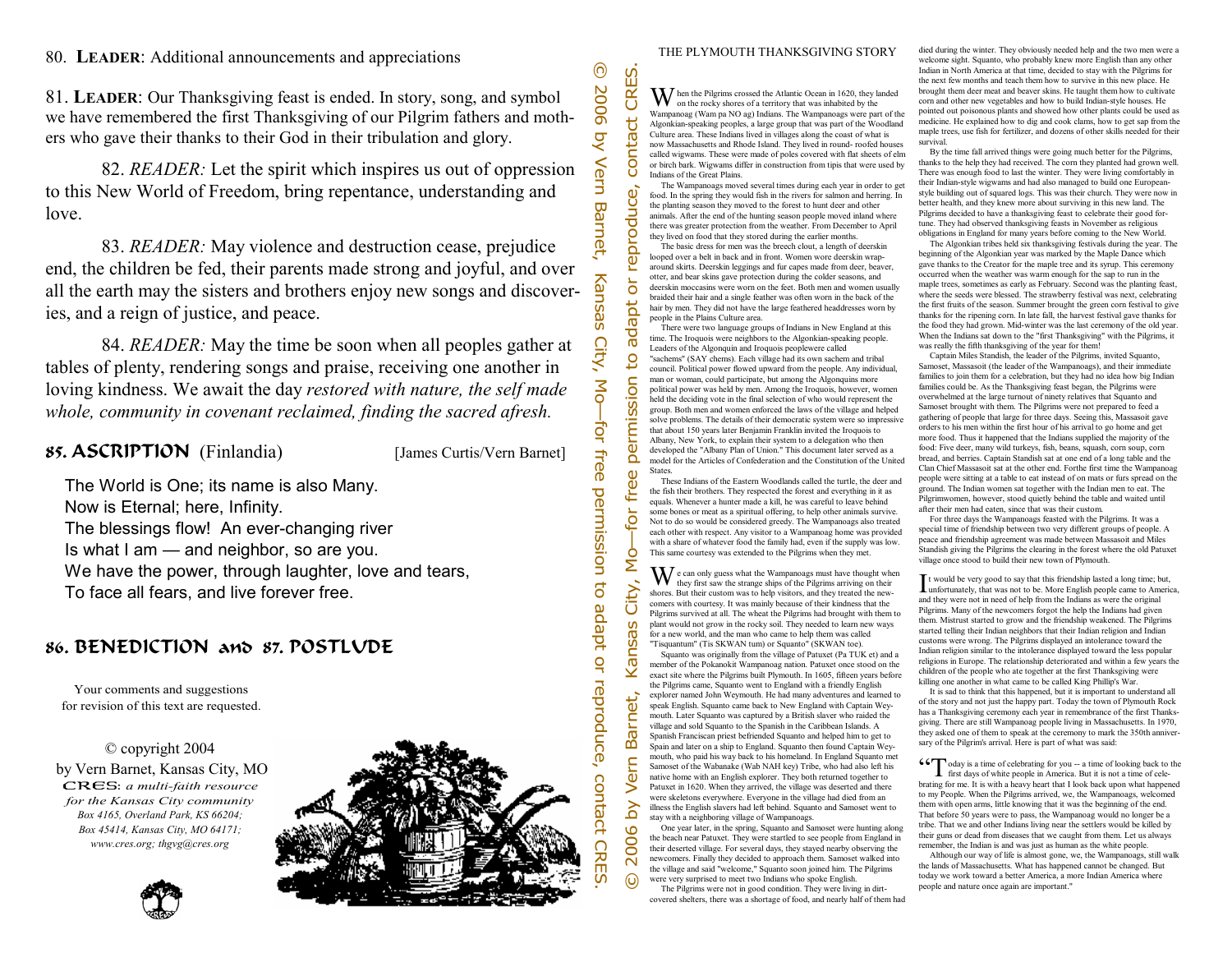80. **LEADER**: Additional announcements and appreciations

81. **LEADER**: Our Thanksgiving feast is ended. In story, song, and symbol we have remembered the first Thanksgiving of our Pilgrim fathers and mothers who gave their thanks to their God in their tribulation and glory.

82. *READER:* Let the spirit which inspires us out of oppression to this New World of Freedom, bring repentance, understanding and love.

83. *READER:* May violence and destruction cease, prejudice end, the children be fed, their parents made strong and joyful, and over all the earth may the sisters and brothers enjoy new songs and discoveries, and a reign of justice, and peace.

84. *READER:* May the time be soon when all peoples gather at tables of plenty, rendering songs and praise, receiving one another in loving kindness. We await the day *restored with nature, the self made whole, community in covenant reclaimed, finding the sacred afresh.*

## 85. ASCRIPTION (Finlandia) [James Curtis/Vern Barnet]

The World is One; its name is also Many.
Now is Eternal; here, Infinity.
The blessings flow! An ever-changing river
Is what I am — and neighbor, so are you.
We have the power, through laughter, love and tears,
To face all fears, and live forever free.

## 86. BENEDICTION and 87. POSTLUDE

Your comments and suggestions for revision of this text are requested.

© copyright 2004
by Vern Barnet, Kansas City, MO
CRES: *a multi-faith resource for the Kansas City community*
*Box 4165, Overland Park, KS 66204; Box 45414, Kansas City, MO 64171; www.cres.org; thgvg@cres.org*

© 2006 by Vern Barnet, Kansas City, Mo—for free permission to adapt or reproduce, contact CRES.

© 2006 by Vern Barnet, Kansas City, Mo—for free permission to adapt or reproduce, contact CRES.

## THE PLYMOUTH THANKSGIVING STORY

When the Pilgrims crossed the Atlantic Ocean in 1620, they landed on the rocky shores of a territory that was inhabited by the Wampanoag (Wam pa NO ag) Indians. The Wampanoags were part of the Algonkian-speaking peoples, a large group that was part of the Woodland Culture area. These Indians lived in villages along the coast of what is now Massachusetts and Rhode Island. They lived in round- roofed houses called wigwams. These were made of poles covered with flat sheets of elm or birch bark. Wigwams differ in construction from tipis that were used by Indians of the Great Plains.

The Wampanoags moved several times during each year in order to get food. In the spring they would fish in the rivers for salmon and herring. In the planting season they moved to the forest to hunt deer and other animals. After the end of the hunting season people moved inland where there was greater protection from the weather. From December to April they lived on food that they stored during the earlier months.

The basic dress for men was the breech clout, a length of deerskin looped over a belt in back and in front. Women wore deerskin wrap-around skirts. Deerskin leggings and fur capes made from deer, beaver, otter, and bear skins gave protection during the colder seasons, and deerskin moccasins were worn on the feet. Both men and women usually braided their hair and a single feather was often worn in the back of the hair by men. They did not have the large feathered headdresses worn by people in the Plains Culture area.

There were two language groups of Indians in New England at this time. The Iroquois were neighbors to the Algonkian-speaking people. Leaders of the Algonquin and Iroquois peoplewere called "sachems" (SAY chems). Each village had its own sachem and tribal council. Political power flowed upward from the people. Any individual, man or woman, could participate, but among the Algonquins more political power was held by men. Among the Iroquois, however, women held the deciding vote in the final selection of who would represent the group. Both men and women enforced the laws of the village and helped solve problems. The details of their democratic system were so impressive that about 150 years later Benjamin Franklin invited the Iroquois to Albany, New York, to explain their system to a delegation who then developed the "Albany Plan of Union." This document later served as a model for the Articles of Confederation and the Constitution of the United States.

These Indians of the Eastern Woodlands called the turtle, the deer and the fish their brothers. They respected the forest and everything in it as equals. Whenever a hunter made a kill, he was careful to leave behind some bones or meat as a spiritual offering, to help other animals survive. Not to do so would be considered greedy. The Wampanoags also treated each other with respect. Any visitor to a Wampanoag home was provided with a share of whatever food the family had, even if the supply was low. This same courtesy was extended to the Pilgrims when they met.

We can only guess what the Wampanoags must have thought when they first saw the strange ships of the Pilgrims arriving on their shores. But their custom was to help visitors, and they treated the newcomers with courtesy. It was mainly because of their kindness that the Pilgrims survived at all. The wheat the Pilgrims had brought with them to plant would not grow in the rocky soil. They needed to learn new ways for a new world, and the man who came to help them was called "Tisquantum" (Tis SKWAN tum) or Squanto" (SKWAN toe).

Squanto was originally from the village of Patuxent (Pa TUK et) and a member of the Pokanokit Wampanoag nation. Patuxent once stood on the exact site where the Pilgrims built Plymouth. In 1605, fifteen years before the Pilgrims came, Squanto went to England with a friendly English explorer named John Weymouth. He had many adventures and learned to speak English. Squanto came back to New England with Captain Weymouth. Later Squanto was captured by a British slaver who raided the village and sold Squanto to the Spanish in the Caribbean Islands. A Spanish Franciscan priest befriended Squanto and helped him to get to Spain and later on a ship to England. Squanto then found Captain Weymouth, who paid his way back to his homeland. In England Squanto met Samoset of the Wabanake (Wab NAH key) Tribe, who had also left his native home with an English explorer. They both returned together to Patuxent in 1620. When they arrived, the village was deserted and there were skeletons everywhere. Everyone in the village had died from an illness the English slavers had left behind. Squanto and Samoset went to stay with a neighboring village of Wampanoags.

One year later, in the spring, Squanto and Samoset were hunting along the beach near Patuxent. They were startled to see people from England in their deserted village. For several days, they stayed nearby observing the newcomers. Finally they decided to approach them. Samoset walked into the village and said "welcome," Squanto soon joined him. The Pilgrims were very surprised to meet two Indians who spoke English.

The Pilgrims were not in good condition. They were living in dirt-covered shelters, there was a shortage of food, and nearly half of them had died during the winter. They obviously needed help and the two men were a welcome sight. Squanto, who probably knew more English than any other Indian in North America at that time, decided to stay with the Pilgrims for the next few months and teach them how to survive in this new place. He brought them deer meat and beaver skins. He taught them how to cultivate corn and other new vegetables and how to build Indian-style houses. He pointed out poisonous plants and showed how other plants could be used as medicine. He explained how to dig and cook clams, how to get sap from the maple trees, use fish for fertilizer, and dozens of other skills needed for their survival.

By the time fall arrived things were going much better for the Pilgrims, thanks to the help they had received. The corn they planted had grown well. There was enough food to last the winter. They were living comfortably in their Indian-style wigwams and had also managed to build one European-style building out of squared logs. This was their church. They were now in better health, and they knew more about surviving in this new land. The Pilgrims decided to have a thanksgiving feast to celebrate their good fortune. They had observed thanksgiving feasts in November as religious obligations in England for many years before coming to the New World.

The Algonkian tribes held six thanksgiving festivals during the year. The beginning of the Algonkian year was marked by the Maple Dance which gave thanks to the Creator for the maple tree and its syrup. This ceremony occurred when the weather was warm enough for the sap to run in the maple trees, sometimes as early as February. Second was the planting feast, where the seeds were blessed. The strawberry festival was next, celebrating the first fruits of the season. Summer brought the green corn festival to give thanks for the ripening corn. In late fall, the harvest festival gave thanks for the food they had grown. Mid-winter was the last ceremony of the old year. When the Indians sat down to the "first Thanksgiving" with the Pilgrims, it was really the fifth thanksgiving of the year for them!

Captain Miles Standish, the leader of the Pilgrims, invited Squanto, Samoset, Massasoit (the leader of the Wampanoags), and their immediate families to join them for a celebration, but they had no idea how big Indian families could be. As the Thanksgiving feast began, the Pilgrims were overwhelmed at the large turnout of ninety relatives that Squanto and Samoset brought with them. The Pilgrims were not prepared to feed a gathering of people that large for three days. Seeing this, Massasoit gave orders to his men within the first hour of his arrival to go home and get more food. Thus it happened that the Indians supplied the majority of the food: Five deer, many wild turkeys, fish, beans, squash, corn soup, corn bread, and berries. Captain Standish sat at one end of a long table and the Clan Chief Massasoit sat at the other end. Forthe first time the Wampanoag people were sitting at a table to eat instead of on mats or furs spread on the ground. The Indian women sat together with the Indian men to eat. The Pilgrimwomen, however, stood quietly behind the table and waited until after their men had eaten, since that was their custom.

For three days the Wampanoags feasted with the Pilgrims. It was a special time of friendship between two very different groups of people. A peace and friendship agreement was made between Massasoit and Miles Standish giving the Pilgrims the clearing in the forest where the old Patuxet village once stood to build their new town of Plymouth.

It would be very good to say that this friendship lasted a long time; but, unfortunately, that was not to be. More English people came to America, and they were not in need of help from the Indians as were the original Pilgrims. Many of the newcomers forgot the help the Indians had given them. Mistrust started to grow and the friendship weakened. The Pilgrims started telling their Indian neighbors that their Indian religion and Indian customs were wrong. The Pilgrims displayed an intolerance toward the Indian religion similar to the intolerance displayed toward the less popular religions in Europe. The relationship deteriorated and within a few years the children of the people who ate together at the first Thanksgiving were killing one another in what came to be called King Phillip's War.

It is sad to think that this happened, but it is important to understand all of the story and not just the happy part. Today the town of Plymouth Rock has a Thanksgiving ceremony each year in remembrance of the first Thanksgiving. There are still Wampanoag people living in Massachusetts. In 1970, they asked one of them to speak at the ceremony to mark the 350th anniversary of the Pilgrim's arrival. Here is part of what was said:

"Today is a time of celebrating for you -- a time of looking back to the first days of white people in America. But it is not a time of celebrating for me. It is with a heavy heart that I look back upon what happened to my People. When the Pilgrims arrived, we, the Wampanoags, welcomed them with open arms, little knowing that it was the beginning of the end. That before 50 years were to pass, the Wampanoag would no longer be a tribe. That we and other Indians living near the settlers would be killed by their guns or dead from diseases that we caught from them. Let us always remember, the Indian is and was just as human as the white people.

Although our way of life is almost gone, we, the Wampanoags, still walk the lands of Massachusetts. What has happened cannot be changed. But today we work toward a better America, a more Indian America where people and nature once again are important."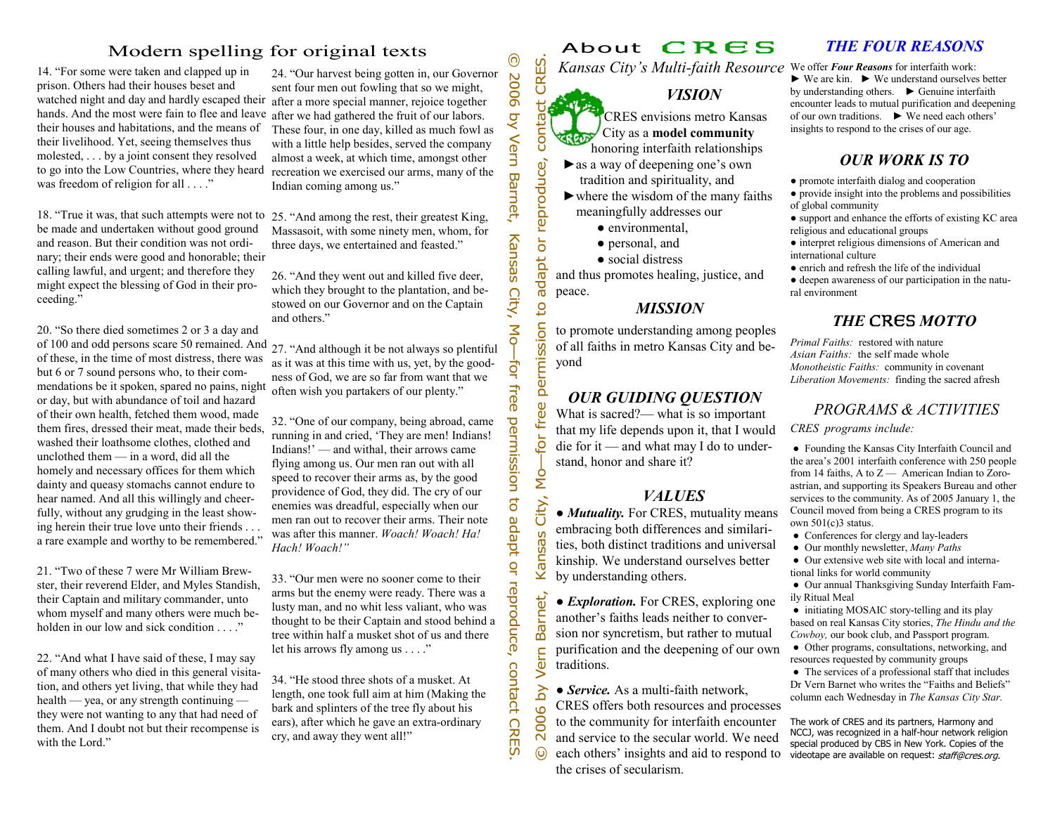# Modern spelling for original texts

14. "For some were taken and clapped up in prison. Others had their houses beset and watched night and day and hardly escaped their hands. And the most were fain to flee and leave their houses and habitations, and the means of their livelihood. Yet, seeing themselves thus molested, . . . by a joint consent they resolved to go into the Low Countries, where they heard was freedom of religion for all . . . ."

18. "True it was, that such attempts were not to be made and undertaken without good ground and reason. But their condition was not ordinary; their ends were good and honorable; their calling lawful, and urgent; and therefore they might expect the blessing of God in their proceeding."

20. "So there died sometimes 2 or 3 a day and of 100 and odd persons scare 50 remained. And of these, in the time of most distress, there was but 6 or 7 sound persons who, to their commendations be it spoken, spared no pains, night or day, but with abundance of toil and hazard of their own health, fetched them wood, made them fires, dressed their meat, made their beds, washed their loathsome clothes, clothed and unclothed them — in a word, did all the homely and necessary offices for them which dainty and queasy stomachs cannot endure to hear named. And all this willingly and cheerfully, without any grudging in the least showing herein their true love unto their friends . . . a rare example and worthy to be remembered."

21. "Two of these 7 were Mr William Brewster, their reverend Elder, and Myles Standish, their Captain and military commander, unto whom myself and many others were much beholden in our low and sick condition . . . ."

22. "And what I have said of these, I may say of many others who died in this general visitation, and others yet living, that while they had health — yea, or any strength continuing — they were not wanting to any that had need of them. And I doubt not but their recompense is with the Lord."

24. "Our harvest being gotten in, our Governor sent four men out fowling that so we might, after a more special manner, rejoice together after we had gathered the fruit of our labors. These four, in one day, killed as much fowl as with a little help besides, served the company almost a week, at which time, amongst other recreation we exercised our arms, many of the Indian coming among us."

25. "And among the rest, their greatest King, Massasoit, with some ninety men, whom, for three days, we entertained and feasted."

26. "And they went out and killed five deer, which they brought to the plantation, and bestowed on our Governor and on the Captain and others."

27. "And although it be not always so plentiful as it was at this time with us, yet, by the goodness of God, we are so far from want that we often wish you partakers of our plenty."

32. "One of our company, being abroad, came running in and cried, 'They are men! Indians! Indians!' — and withal, their arrows came flying among us. Our men ran out with all speed to recover their arms as, by the good providence of God, they did. The cry of our enemies was dreadful, especially when our men ran out to recover their arms. Their note was after this manner. *Woach! Woach! Ha! Hach! Woach!"*

33. "Our men were no sooner come to their arms but the enemy were ready. There was a lusty man, and no whit less valiant, who was thought to be their Captain and stood behind a tree within half a musket shot of us and there let his arrows fly among us . . . ."

34. "He stood three shots of a musket. At length, one took full aim at him (Making the bark and splinters of the tree fly about his ears), after which he gave an extra-ordinary cry, and away they went all!"

© 2006 by Vern Barnet, Kansas City, Mo—for free permission to adapt or reproduce, contact CRES.

© 2006 by Vern Barnet, Kansas City, Mo—for free permission to adapt or reproduce, contact CRES.

# About CRES

*Kansas City's Multi-faith Resource*

## VISION

CRES envisions metro Kansas City as a **model community** honoring interfaith relationships

- as a way of deepening one's own tradition and spirituality, and
- where the wisdom of the many faiths meaningfully addresses our
  - environmental,
  - personal, and
  - social distress

and thus promotes healing, justice, and peace.

## MISSION

to promote understanding among peoples of all faiths in metro Kansas City and beyond

## OUR GUIDING QUESTION

What is sacred?— what is so important that my life depends upon it, that I would die for it — and what may I do to understand, honor and share it?

## VALUES

● ***Mutuality.*** For CRES, mutuality means embracing both differences and similarities, both distinct traditions and universal kinship. We understand ourselves better by understanding others.

● ***Exploration.*** For CRES, exploring one another's faiths leads neither to conversion nor syncretism, but rather to mutual purification and the deepening of our own traditions.

● ***Service.*** As a multi-faith network, CRES offers both resources and processes to the community for interfaith encounter and service to the secular world. We need each others' insights and aid to respond to the crises of secularism.

## THE FOUR REASONS

We offer ***Four Reasons*** for interfaith work:
► We are kin. ► We understand ourselves better by understanding others. ► Genuine interfaith encounter leads to mutual purification and deepening of our own traditions. ► We need each others' insights to respond to the crises of our age.

## OUR WORK IS TO

- promote interfaith dialog and cooperation
- provide insight into the problems and possibilities of global community
- support and enhance the efforts of existing KC area religious and educational groups
- interpret religious dimensions of American and international culture
- enrich and refresh the life of the individual
- deepen awareness of our participation in the natural environment

## THE CRES MOTTO

*Primal Faiths:* restored with nature
*Asian Faiths:* the self made whole
*Monotheistic Faiths:* community in covenant
*Liberation Movements:* finding the sacred afresh

## PROGRAMS & ACTIVITIES

*CRES programs include:*

- Founding the Kansas City Interfaith Council and the area's 2001 interfaith conference with 250 people from 14 faiths, A to Z — American Indian to Zoroastrian, and supporting its Speakers Bureau and other services to the community. As of 2005 January 1, the Council moved from being a CRES program to its own 501(c)3 status.
- Conferences for clergy and lay-leaders
- Our monthly newsletter, *Many Paths*
- Our extensive web site with local and international links for world community
- Our annual Thanksgiving Sunday Interfaith Family Ritual Meal
- initiating MOSAIC story-telling and its play based on real Kansas City stories, *The Hindu and the Cowboy,* our book club, and Passport program.
- Other programs, consultations, networking, and resources requested by community groups
- The services of a professional staff that includes Dr Vern Barnet who writes the "Faiths and Beliefs" column each Wednesday in *The Kansas City Star.*

The work of CRES and its partners, Harmony and NCCJ, was recognized in a half-hour network religion special produced by CBS in New York. Copies of the videotape are available on request: *staff@cres.org.*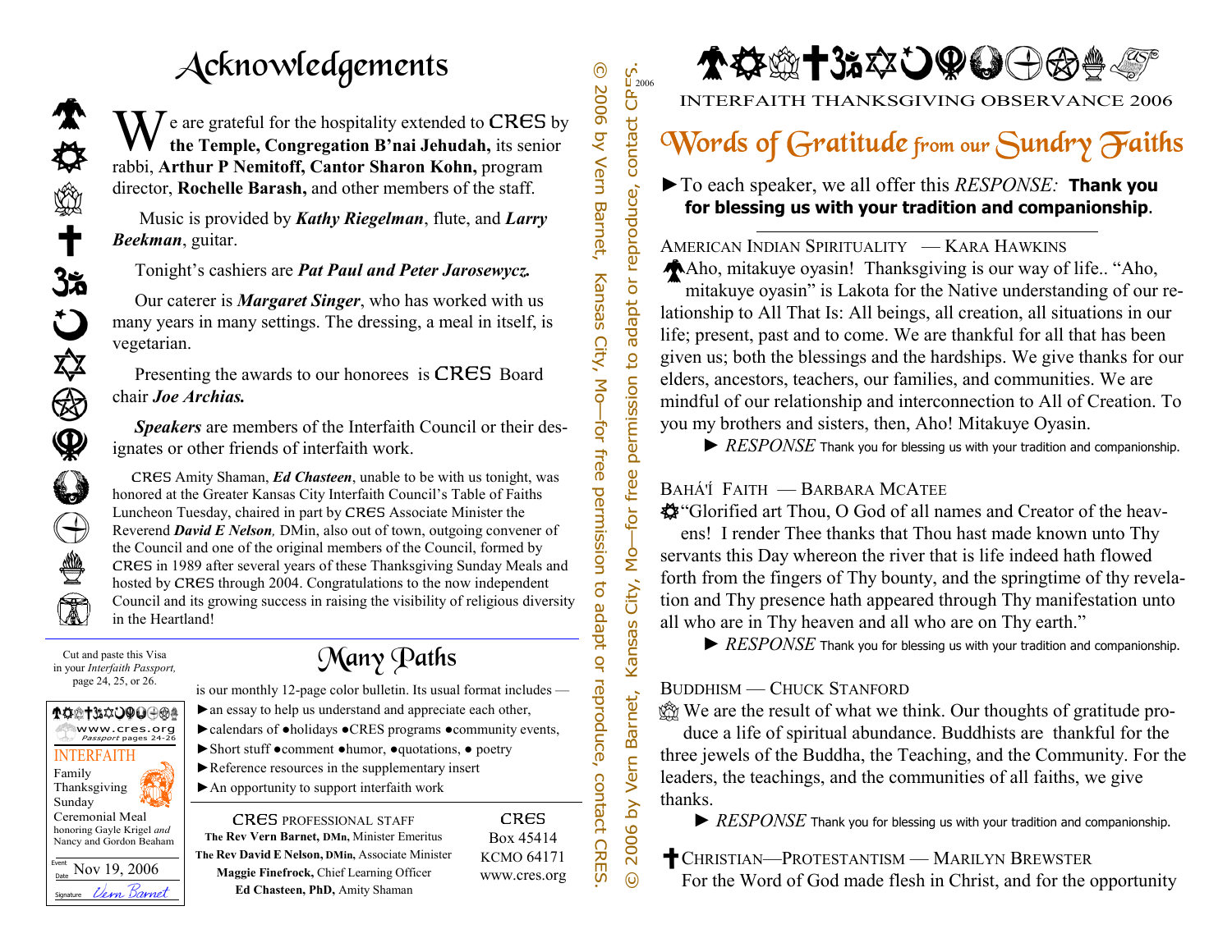# Acknowledgements

We are grateful for the hospitality extended to CRES by **the Temple, Congregation B'nai Jehudah,** its senior rabbi, **Arthur P Nemitoff, Cantor Sharon Kohn,** program director, **Rochelle Barash,** and other members of the staff.

Music is provided by ***Kathy Riegelman***, flute, and ***Larry Beekman***, guitar.

Tonight's cashiers are ***Pat Paul and Peter Jarosewycz.***

Our caterer is ***Margaret Singer***, who has worked with us many years in many settings. The dressing, a meal in itself, is vegetarian.

Presenting the awards to our honorees is CRES Board chair ***Joe Archias.***

***Speakers*** are members of the Interfaith Council or their designates or other friends of interfaith work.

CRES Amity Shaman, ***Ed Chasteen***, unable to be with us tonight, was honored at the Greater Kansas City Interfaith Council's Table of Faiths Luncheon Tuesday, chaired in part by CRES Associate Minister the Reverend ***David E Nelson***, DMin, also out of town, outgoing convener of the Council and one of the original members of the Council, formed by CRES in 1989 after several years of these Thanksgiving Sunday Meals and hosted by CRES through 2004. Congratulations to the now independent Council and its growing success in raising the visibility of religious diversity in the Heartland!

Cut and paste this Visa in your *Interfaith Passport,* page 24, 25, or 26.

www.cres.org
*Passport pages 24-26*
INTERFAITH
Family Thanksgiving Sunday Ceremonial Meal honoring Gayle Krigel *and* Nancy and Gordon Beaham
Event Date: Nov 19, 2006
Signature: *Vern Barnet*

## Many Paths

is our monthly 12-page color bulletin. Its usual format includes —
- ►an essay to help us understand and appreciate each other,
- ►calendars of ●holidays ●CRES programs ●community events,
- ►Short stuff ●comment ●humor, ●quotations, ● poetry
- ►Reference resources in the supplementary insert
- ►An opportunity to support interfaith work

CRES PROFESSIONAL STAFF
**The Rev Vern Barnet, DMn,** Minister Emeritus
**The Rev David E Nelson, DMin,** Associate Minister
**Maggie Finefrock,** Chief Learning Officer
**Ed Chasteen, PhD,** Amity Shaman

CRES
Box 45414
KCMO 64171
www.cres.org

© 2006 by Vern Barnet, Kansas City, Mo—for free permission to adapt or reproduce, contact CRES.

INTERFAITH THANKSGIVING OBSERVANCE 2006

# Words of Gratitude from our Sundry Faiths

►To each speaker, we all offer this *RESPONSE:* **Thank you for blessing us with your tradition and companionship**.

AMERICAN INDIAN SPIRITUALITY — KARA HAWKINS

Aho, mitakuye oyasin! Thanksgiving is our way of life.. "Aho, mitakuye oyasin" is Lakota for the Native understanding of our relationship to All That Is: All beings, all creation, all situations in our life; present, past and to come. We are thankful for all that has been given us; both the blessings and the hardships. We give thanks for our elders, ancestors, teachers, our families, and communities. We are mindful of our relationship and interconnection to All of Creation. To you my brothers and sisters, then, Aho! Mitakuye Oyasin.

► *RESPONSE* Thank you for blessing us with your tradition and companionship.

BAHÁ'Í FAITH — BARBARA MCATEE

"Glorified art Thou, O God of all names and Creator of the heavens! I render Thee thanks that Thou hast made known unto Thy servants this Day whereon the river that is life indeed hath flowed forth from the fingers of Thy bounty, and the springtime of thy revelation and Thy presence hath appeared through Thy manifestation unto all who are in Thy heaven and all who are on Thy earth."

► *RESPONSE* Thank you for blessing us with your tradition and companionship.

BUDDHISM — CHUCK STANFORD

We are the result of what we think. Our thoughts of gratitude produce a life of spiritual abundance. Buddhists are thankful for the three jewels of the Buddha, the Teaching, and the Community. For the leaders, the teachings, and the communities of all faiths, we give thanks.

► *RESPONSE* Thank you for blessing us with your tradition and companionship.

CHRISTIAN—PROTESTANTISM — MARILYN BREWSTER

For the Word of God made flesh in Christ, and for the opportunity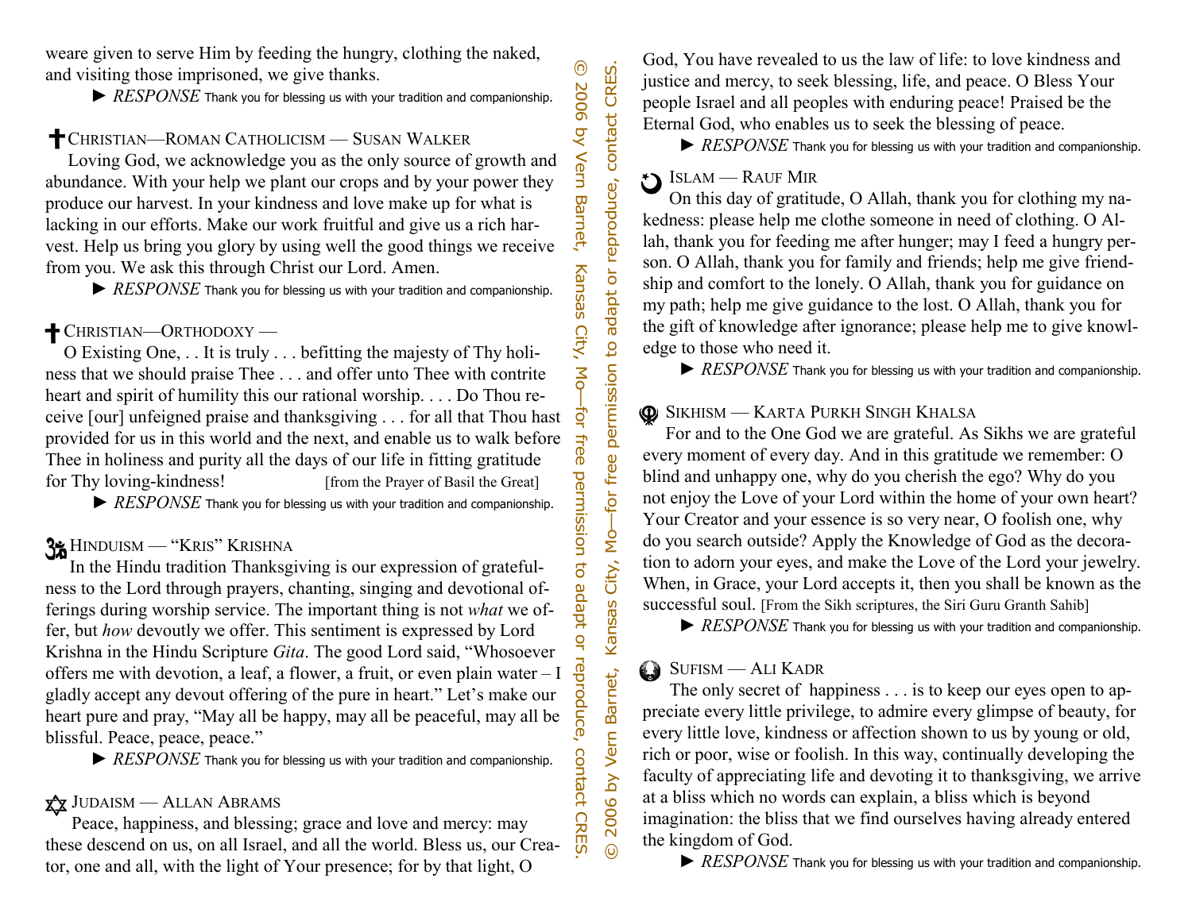weare given to serve Him by feeding the hungry, clothing the naked, and visiting those imprisoned, we give thanks.

► *RESPONSE* Thank you for blessing us with your tradition and companionship.

### ✝ CHRISTIAN—ROMAN CATHOLICISM — SUSAN WALKER

Loving God, we acknowledge you as the only source of growth and abundance. With your help we plant our crops and by your power they produce our harvest. In your kindness and love make up for what is lacking in our efforts. Make our work fruitful and give us a rich harvest. Help us bring you glory by using well the good things we receive from you. We ask this through Christ our Lord. Amen.

► *RESPONSE* Thank you for blessing us with your tradition and companionship.

### ✝ CHRISTIAN—ORTHODOXY —

O Existing One, . . It is truly . . . befitting the majesty of Thy holiness that we should praise Thee . . . and offer unto Thee with contrite heart and spirit of humility this our rational worship. . . . Do Thou receive [our] unfeigned praise and thanksgiving . . . for all that Thou hast provided for us in this world and the next, and enable us to walk before Thee in holiness and purity all the days of our life in fitting gratitude for Thy loving-kindness! [from the Prayer of Basil the Great]

► *RESPONSE* Thank you for blessing us with your tradition and companionship.

### ॐ HINDUISM — "KRIS" KRISHNA

In the Hindu tradition Thanksgiving is our expression of gratefulness to the Lord through prayers, chanting, singing and devotional offerings during worship service. The important thing is not *what* we offer, but *how* devoutly we offer. This sentiment is expressed by Lord Krishna in the Hindu Scripture *Gita*. The good Lord said, "Whosoever offers me with devotion, a leaf, a flower, a fruit, or even plain water – I gladly accept any devout offering of the pure in heart." Let's make our heart pure and pray, "May all be happy, may all be peaceful, may all be blissful. Peace, peace, peace."

► *RESPONSE* Thank you for blessing us with your tradition and companionship.

### ✡ JUDAISM — ALLAN ABRAMS

Peace, happiness, and blessing; grace and love and mercy: may these descend on us, on all Israel, and all the world. Bless us, our Creator, one and all, with the light of Your presence; for by that light, O God, You have revealed to us the law of life: to love kindness and justice and mercy, to seek blessing, life, and peace. O Bless Your people Israel and all peoples with enduring peace! Praised be the Eternal God, who enables us to seek the blessing of peace.

► *RESPONSE* Thank you for blessing us with your tradition and companionship.

### ☪ ISLAM — RAUF MIR

On this day of gratitude, O Allah, thank you for clothing my nakedness: please help me clothe someone in need of clothing. O Allah, thank you for feeding me after hunger; may I feed a hungry person. O Allah, thank you for family and friends; help me give friendship and comfort to the lonely. O Allah, thank you for guidance on my path; help me give guidance to the lost. O Allah, thank you for the gift of knowledge after ignorance; please help me to give knowledge to those who need it.

► *RESPONSE* Thank you for blessing us with your tradition and companionship.

### ☬ SIKHISM — KARTA PURKH SINGH KHALSA

For and to the One God we are grateful. As Sikhs we are grateful every moment of every day. And in this gratitude we remember: O blind and unhappy one, why do you cherish the ego? Why do you not enjoy the Love of your Lord within the home of your own heart? Your Creator and your essence is so very near, O foolish one, why do you search outside? Apply the Knowledge of God as the decoration to adorn your eyes, and make the Love of the Lord your jewelry. When, in Grace, your Lord accepts it, then you shall be known as the successful soul. [From the Sikh scriptures, the Siri Guru Granth Sahib]

► *RESPONSE* Thank you for blessing us with your tradition and companionship.

### SUFISM — ALI KADR

The only secret of happiness . . . is to keep our eyes open to appreciate every little privilege, to admire every glimpse of beauty, for every little love, kindness or affection shown to us by young or old, rich or poor, wise or foolish. In this way, continually developing the faculty of appreciating life and devoting it to thanksgiving, we arrive at a bliss which no words can explain, a bliss which is beyond imagination: the bliss that we find ourselves having already entered the kingdom of God.

► *RESPONSE* Thank you for blessing us with your tradition and companionship.

© 2006 by Vern Barnet, Kansas City, Mo—for free permission to adapt or reproduce, contact CRES.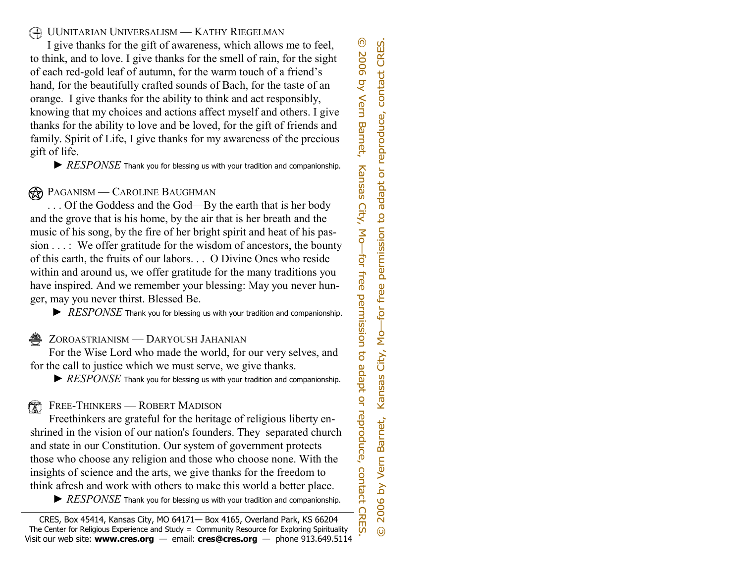### UUNITARIAN UNIVERSALISM — KATHY RIEGELMAN

I give thanks for the gift of awareness, which allows me to feel, to think, and to love. I give thanks for the smell of rain, for the sight of each red-gold leaf of autumn, for the warm touch of a friend's hand, for the beautifully crafted sounds of Bach, for the taste of an orange. I give thanks for the ability to think and act responsibly, knowing that my choices and actions affect myself and others. I give thanks for the ability to love and be loved, for the gift of friends and family. Spirit of Life, I give thanks for my awareness of the precious gift of life.

► *RESPONSE* Thank you for blessing us with your tradition and companionship.

### PAGANISM — CAROLINE BAUGHMAN

. . . Of the Goddess and the God—By the earth that is her body and the grove that is his home, by the air that is her breath and the music of his song, by the fire of her bright spirit and heat of his passion . . . : We offer gratitude for the wisdom of ancestors, the bounty of this earth, the fruits of our labors. . . O Divine Ones who reside within and around us, we offer gratitude for the many traditions you have inspired. And we remember your blessing: May you never hunger, may you never thirst. Blessed Be.

► *RESPONSE* Thank you for blessing us with your tradition and companionship.

### ZOROASTRIANISM — DARYOUSH JAHANIAN

For the Wise Lord who made the world, for our very selves, and for the call to justice which we must serve, we give thanks.

► *RESPONSE* Thank you for blessing us with your tradition and companionship.

### FREE-THINKERS — ROBERT MADISON

Freethinkers are grateful for the heritage of religious liberty enshrined in the vision of our nation's founders. They separated church and state in our Constitution. Our system of government protects those who choose any religion and those who choose none. With the insights of science and the arts, we give thanks for the freedom to think afresh and work with others to make this world a better place.

► *RESPONSE* Thank you for blessing us with your tradition and companionship.

---

CRES, Box 45414, Kansas City, MO 64171— Box 4165, Overland Park, KS 66204
The Center for Religious Experience and Study = Community Resource for Exploring Spirituality
Visit our web site: **www.cres.org** — email: **cres@cres.org** — phone 913.649.5114

© 2006 by Vern Barnet, Kansas City, Mo—for free permission to adapt or reproduce, contact CRES.

© 2006 by Vern Barnet, Kansas City, Mo—for free permission to adapt or reproduce, contact CRES.